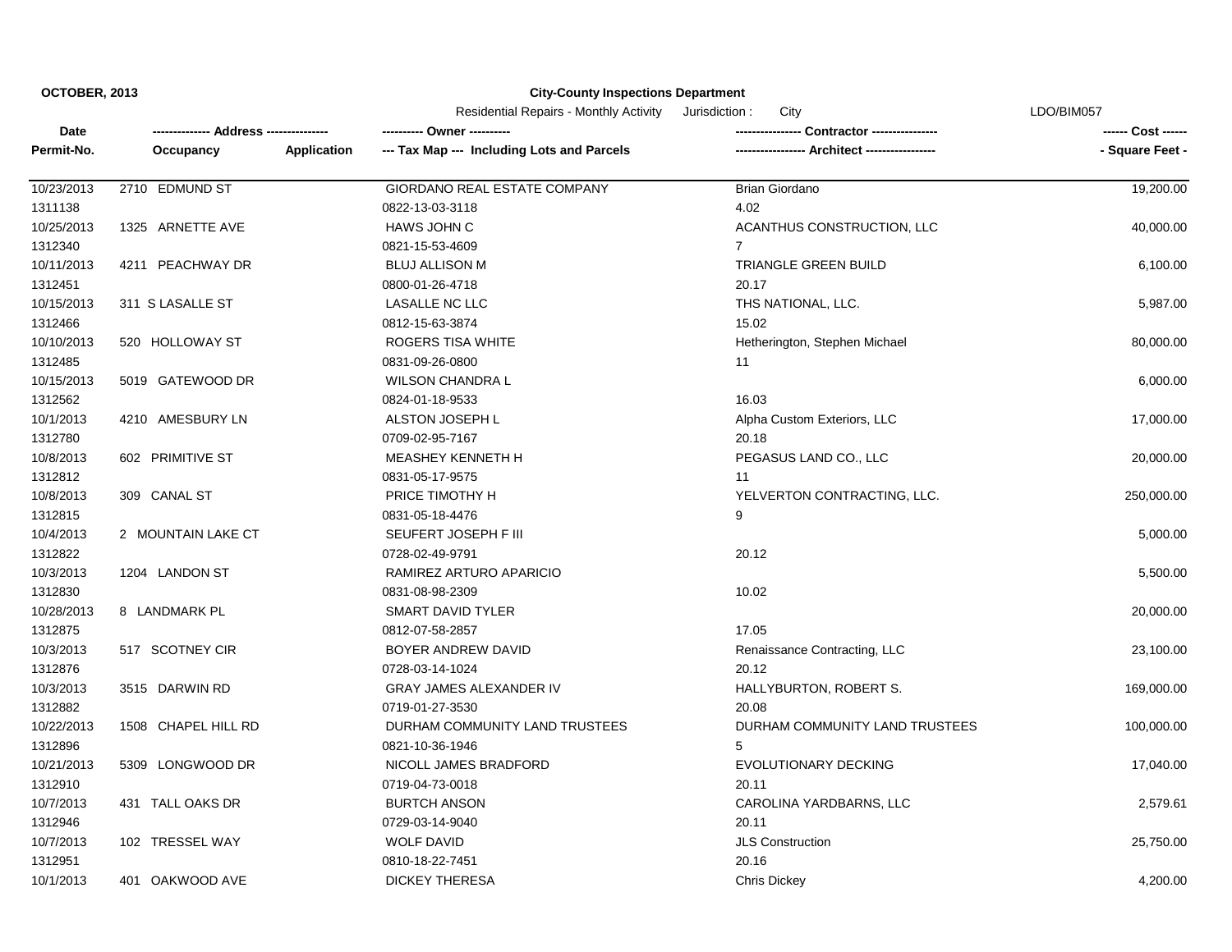**OCTOBER, 2013**

**City-County Inspections Department**

Residential Repairs - Monthly Activity    Jurisdiction : City    LDO/BIM057

| Date / Permit-No. | Address / Occupancy | Application | Owner / Tax Map --- Including Lots and Parcels | Contractor / Architect | Cost / Square Feet |
|---|---|---|---|---|---|
| 10/23/2013 | 2710 EDMUND ST | | GIORDANO REAL ESTATE COMPANY | Brian Giordano | 19,200.00 |
| 1311138 | | | 0822-13-03-3118 | 4.02 | |
| 10/25/2013 | 1325 ARNETTE AVE | | HAWS JOHN C | ACANTHUS CONSTRUCTION, LLC | 40,000.00 |
| 1312340 | | | 0821-15-53-4609 | 7 | |
| 10/11/2013 | 4211 PEACHWAY DR | | BLUJ ALLISON M | TRIANGLE GREEN BUILD | 6,100.00 |
| 1312451 | | | 0800-01-26-4718 | 20.17 | |
| 10/15/2013 | 311 S LASALLE ST | | LASALLE NC LLC | THS NATIONAL, LLC. | 5,987.00 |
| 1312466 | | | 0812-15-63-3874 | 15.02 | |
| 10/10/2013 | 520 HOLLOWAY ST | | ROGERS TISA WHITE | Hetherington, Stephen Michael | 80,000.00 |
| 1312485 | | | 0831-09-26-0800 | 11 | |
| 10/15/2013 | 5019 GATEWOOD DR | | WILSON CHANDRA L | | 6,000.00 |
| 1312562 | | | 0824-01-18-9533 | 16.03 | |
| 10/1/2013 | 4210 AMESBURY LN | | ALSTON JOSEPH L | Alpha Custom Exteriors, LLC | 17,000.00 |
| 1312780 | | | 0709-02-95-7167 | 20.18 | |
| 10/8/2013 | 602 PRIMITIVE ST | | MEASHEY KENNETH H | PEGASUS LAND CO., LLC | 20,000.00 |
| 1312812 | | | 0831-05-17-9575 | 11 | |
| 10/8/2013 | 309 CANAL ST | | PRICE TIMOTHY H | YELVERTON CONTRACTING, LLC. | 250,000.00 |
| 1312815 | | | 0831-05-18-4476 | 9 | |
| 10/4/2013 | 2 MOUNTAIN LAKE CT | | SEUFERT JOSEPH F III | | 5,000.00 |
| 1312822 | | | 0728-02-49-9791 | 20.12 | |
| 10/3/2013 | 1204 LANDON ST | | RAMIREZ ARTURO APARICIO | | 5,500.00 |
| 1312830 | | | 0831-08-98-2309 | 10.02 | |
| 10/28/2013 | 8 LANDMARK PL | | SMART DAVID TYLER | | 20,000.00 |
| 1312875 | | | 0812-07-58-2857 | 17.05 | |
| 10/3/2013 | 517 SCOTNEY CIR | | BOYER ANDREW DAVID | Renaissance Contracting, LLC | 23,100.00 |
| 1312876 | | | 0728-03-14-1024 | 20.12 | |
| 10/3/2013 | 3515 DARWIN RD | | GRAY JAMES ALEXANDER IV | HALLYBURTON, ROBERT S. | 169,000.00 |
| 1312882 | | | 0719-01-27-3530 | 20.08 | |
| 10/22/2013 | 1508 CHAPEL HILL RD | | DURHAM COMMUNITY LAND TRUSTEES | DURHAM COMMUNITY LAND TRUSTEES | 100,000.00 |
| 1312896 | | | 0821-10-36-1946 | 5 | |
| 10/21/2013 | 5309 LONGWOOD DR | | NICOLL JAMES BRADFORD | EVOLUTIONARY DECKING | 17,040.00 |
| 1312910 | | | 0719-04-73-0018 | 20.11 | |
| 10/7/2013 | 431 TALL OAKS DR | | BURTCH ANSON | CAROLINA YARDBARNS, LLC | 2,579.61 |
| 1312946 | | | 0729-03-14-9040 | 20.11 | |
| 10/7/2013 | 102 TRESSEL WAY | | WOLF DAVID | JLS Construction | 25,750.00 |
| 1312951 | | | 0810-18-22-7451 | 20.16 | |
| 10/1/2013 | 401 OAKWOOD AVE | | DICKEY THERESA | Chris Dickey | 4,200.00 |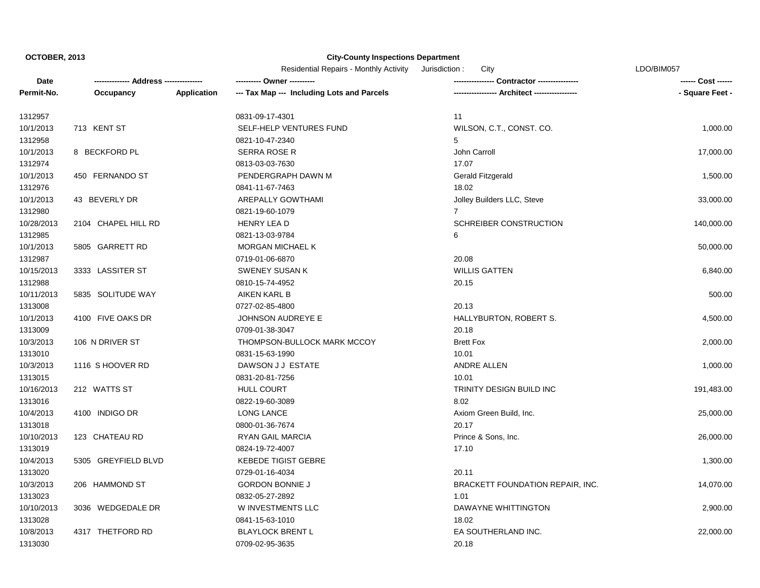**OCTOBER, 2013**

**City-County Inspections Department**

Residential Repairs - Monthly Activity Jurisdiction : City LDO/BIM057

| Date / Permit-No. | Address / Occupancy | Application | Owner / Tax Map --- Including Lots and Parcels | Contractor / Architect | Cost / Square Feet |
|---|---|---|---|---|---|
| 1312957 | | | 0831-09-17-4301 | 11 | |
| 10/1/2013 | 713 KENT ST | | SELF-HELP VENTURES FUND | WILSON, C.T., CONST. CO. | 1,000.00 |
| 1312958 | | | 0821-10-47-2340 | 5 | |
| 10/1/2013 | 8 BECKFORD PL | | SERRA ROSE R | John Carroll | 17,000.00 |
| 1312974 | | | 0813-03-03-7630 | 17.07 | |
| 10/1/2013 | 450 FERNANDO ST | | PENDERGRAPH DAWN M | Gerald Fitzgerald | 1,500.00 |
| 1312976 | | | 0841-11-67-7463 | 18.02 | |
| 10/1/2013 | 43 BEVERLY DR | | AREPALLY GOWTHAMI | Jolley Builders LLC, Steve | 33,000.00 |
| 1312980 | | | 0821-19-60-1079 | 7 | |
| 10/28/2013 | 2104 CHAPEL HILL RD | | HENRY LEA D | SCHREIBER CONSTRUCTION | 140,000.00 |
| 1312985 | | | 0821-13-03-9784 | 6 | |
| 10/1/2013 | 5805 GARRETT RD | | MORGAN MICHAEL K | | 50,000.00 |
| 1312987 | | | 0719-01-06-6870 | 20.08 | |
| 10/15/2013 | 3333 LASSITER ST | | SWENEY SUSAN K | WILLIS GATTEN | 6,840.00 |
| 1312988 | | | 0810-15-74-4952 | 20.15 | |
| 10/11/2013 | 5835 SOLITUDE WAY | | AIKEN KARL B | | 500.00 |
| 1313008 | | | 0727-02-85-4800 | 20.13 | |
| 10/1/2013 | 4100 FIVE OAKS DR | | JOHNSON AUDREYE E | HALLYBURTON, ROBERT S. | 4,500.00 |
| 1313009 | | | 0709-01-38-3047 | 20.18 | |
| 10/3/2013 | 106 N DRIVER ST | | THOMPSON-BULLOCK MARK MCCOY | Brett Fox | 2,000.00 |
| 1313010 | | | 0831-15-63-1990 | 10.01 | |
| 10/3/2013 | 1116 S HOOVER RD | | DAWSON J J ESTATE | ANDRE ALLEN | 1,000.00 |
| 1313015 | | | 0831-20-81-7256 | 10.01 | |
| 10/16/2013 | 212 WATTS ST | | HULL COURT | TRINITY DESIGN BUILD INC | 191,483.00 |
| 1313016 | | | 0822-19-60-3089 | 8.02 | |
| 10/4/2013 | 4100 INDIGO DR | | LONG LANCE | Axiom Green Build, Inc. | 25,000.00 |
| 1313018 | | | 0800-01-36-7674 | 20.17 | |
| 10/10/2013 | 123 CHATEAU RD | | RYAN GAIL MARCIA | Prince & Sons, Inc. | 26,000.00 |
| 1313019 | | | 0824-19-72-4007 | 17.10 | |
| 10/4/2013 | 5305 GREYFIELD BLVD | | KEBEDE TIGIST GEBRE | | 1,300.00 |
| 1313020 | | | 0729-01-16-4034 | 20.11 | |
| 10/3/2013 | 206 HAMMOND ST | | GORDON BONNIE J | BRACKETT FOUNDATION REPAIR, INC. | 14,070.00 |
| 1313023 | | | 0832-05-27-2892 | 1.01 | |
| 10/10/2013 | 3036 WEDGEDALE DR | | W INVESTMENTS LLC | DAWAYNE WHITTINGTON | 2,900.00 |
| 1313028 | | | 0841-15-63-1010 | 18.02 | |
| 10/8/2013 | 4317 THETFORD RD | | BLAYLOCK BRENT L | EA SOUTHERLAND INC. | 22,000.00 |
| 1313030 | | | 0709-02-95-3635 | 20.18 | |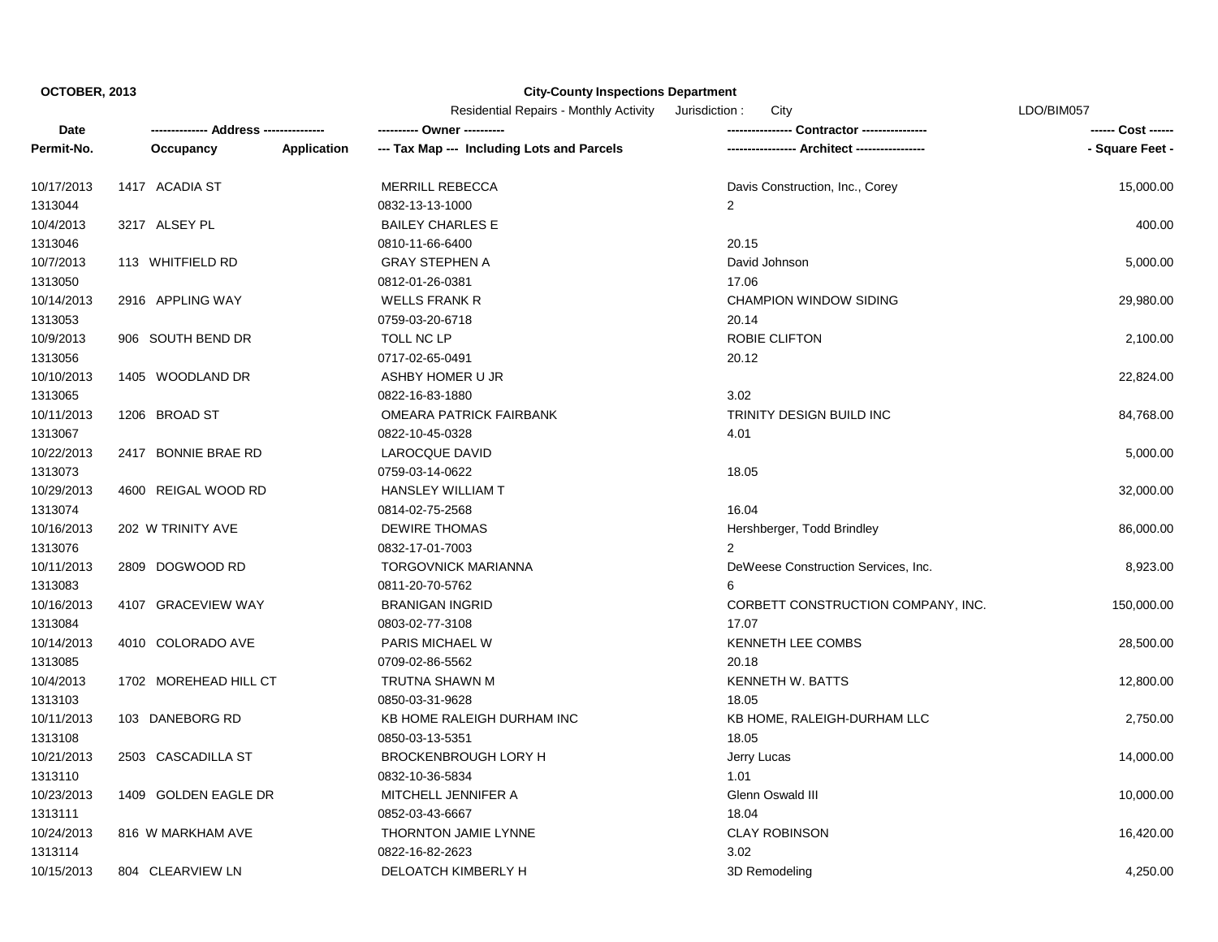**OCTOBER, 2013** **City-County Inspections Department**

Residential Repairs - Monthly Activity Jurisdiction : City LDO/BIM057

| Date<br>Permit-No. | Address<br>Occupancy | Application | Owner<br>Tax Map --- Including Lots and Parcels | Contractor<br>Architect | Cost<br>Square Feet |
|---|---|---|---|---|---|
| 10/17/2013<br>1313044 | 1417 ACADIA ST | | MERRILL REBECCA<br>0832-13-13-1000 | Davis Construction, Inc., Corey<br>2 | 15,000.00 |
| 10/4/2013<br>1313046 | 3217 ALSEY PL | | BAILEY CHARLES E<br>0810-11-66-6400 | <br>20.15 | 400.00 |
| 10/7/2013<br>1313050 | 113 WHITFIELD RD | | GRAY STEPHEN A<br>0812-01-26-0381 | David Johnson<br>17.06 | 5,000.00 |
| 10/14/2013<br>1313053 | 2916 APPLING WAY | | WELLS FRANK R<br>0759-03-20-6718 | CHAMPION WINDOW SIDING<br>20.14 | 29,980.00 |
| 10/9/2013<br>1313056 | 906 SOUTH BEND DR | | TOLL NC LP<br>0717-02-65-0491 | ROBIE CLIFTON<br>20.12 | 2,100.00 |
| 10/10/2013<br>1313065 | 1405 WOODLAND DR | | ASHBY HOMER U JR<br>0822-16-83-1880 | <br>3.02 | 22,824.00 |
| 10/11/2013<br>1313067 | 1206 BROAD ST | | OMEARA PATRICK FAIRBANK<br>0822-10-45-0328 | TRINITY DESIGN BUILD INC<br>4.01 | 84,768.00 |
| 10/22/2013<br>1313073 | 2417 BONNIE BRAE RD | | LAROCQUE DAVID<br>0759-03-14-0622 | <br>18.05 | 5,000.00 |
| 10/29/2013<br>1313074 | 4600 REIGAL WOOD RD | | HANSLEY WILLIAM T<br>0814-02-75-2568 | <br>16.04 | 32,000.00 |
| 10/16/2013<br>1313076 | 202 W TRINITY AVE | | DEWIRE THOMAS<br>0832-17-01-7003 | Hershberger, Todd Brindley<br>2 | 86,000.00 |
| 10/11/2013<br>1313083 | 2809 DOGWOOD RD | | TORGOVNICK MARIANNA<br>0811-20-70-5762 | DeWeese Construction Services, Inc.<br>6 | 8,923.00 |
| 10/16/2013<br>1313084 | 4107 GRACEVIEW WAY | | BRANIGAN INGRID<br>0803-02-77-3108 | CORBETT CONSTRUCTION COMPANY, INC.<br>17.07 | 150,000.00 |
| 10/14/2013<br>1313085 | 4010 COLORADO AVE | | PARIS MICHAEL W<br>0709-02-86-5562 | KENNETH LEE COMBS<br>20.18 | 28,500.00 |
| 10/4/2013<br>1313103 | 1702 MOREHEAD HILL CT | | TRUTNA SHAWN M<br>0850-03-31-9628 | KENNETH W. BATTS<br>18.05 | 12,800.00 |
| 10/11/2013<br>1313108 | 103 DANEBORG RD | | KB HOME RALEIGH DURHAM INC<br>0850-03-13-5351 | KB HOME, RALEIGH-DURHAM LLC<br>18.05 | 2,750.00 |
| 10/21/2013<br>1313110 | 2503 CASCADILLA ST | | BROCKENBROUGH LORY H<br>0832-10-36-5834 | Jerry Lucas<br>1.01 | 14,000.00 |
| 10/23/2013<br>1313111 | 1409 GOLDEN EAGLE DR | | MITCHELL JENNIFER A<br>0852-03-43-6667 | Glenn Oswald III<br>18.04 | 10,000.00 |
| 10/24/2013<br>1313114 | 816 W MARKHAM AVE | | THORNTON JAMIE LYNNE<br>0822-16-82-2623 | CLAY ROBINSON<br>3.02 | 16,420.00 |
| 10/15/2013 | 804 CLEARVIEW LN | | DELOATCH KIMBERLY H | 3D Remodeling | 4,250.00 |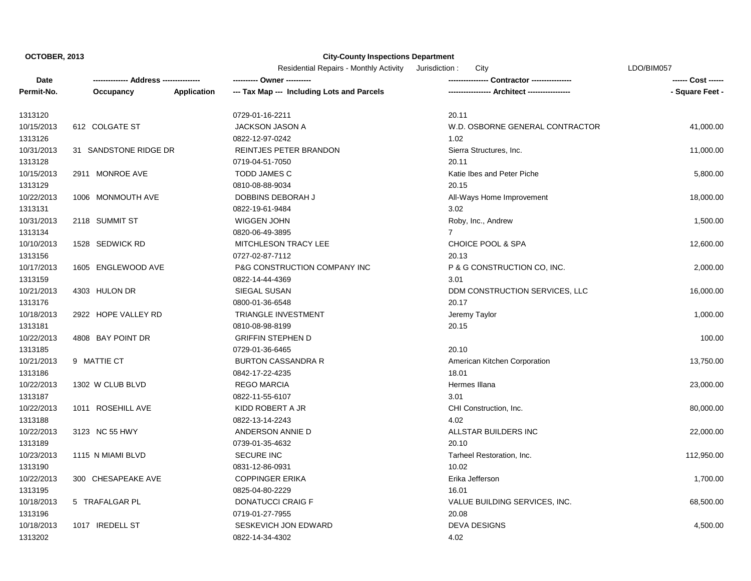**OCTOBER, 2013**

**City-County Inspections Department**

Residential Repairs - Monthly Activity Jurisdiction : City LDO/BIM057

| Date / Permit-No. | Address / Occupancy / Application | Owner / Tax Map --- Including Lots and Parcels | Contractor / Architect | Cost / Square Feet |
|---|---|---|---|---|
| 1313120 | | 0729-01-16-2211 | 20.11 | |
| 10/15/2013 | 612 COLGATE ST | JACKSON JASON A | W.D. OSBORNE GENERAL CONTRACTOR | 41,000.00 |
| 1313126 | | 0822-12-97-0242 | 1.02 | |
| 10/31/2013 | 31 SANDSTONE RIDGE DR | REINTJES PETER BRANDON | Sierra Structures, Inc. | 11,000.00 |
| 1313128 | | 0719-04-51-7050 | 20.11 | |
| 10/15/2013 | 2911 MONROE AVE | TODD JAMES C | Katie Ibes and Peter Piche | 5,800.00 |
| 1313129 | | 0810-08-88-9034 | 20.15 | |
| 10/22/2013 | 1006 MONMOUTH AVE | DOBBINS DEBORAH J | All-Ways Home Improvement | 18,000.00 |
| 1313131 | | 0822-19-61-9484 | 3.02 | |
| 10/31/2013 | 2118 SUMMIT ST | WIGGEN JOHN | Roby, Inc., Andrew | 1,500.00 |
| 1313134 | | 0820-06-49-3895 | 7 | |
| 10/10/2013 | 1528 SEDWICK RD | MITCHLESON TRACY LEE | CHOICE POOL & SPA | 12,600.00 |
| 1313156 | | 0727-02-87-7112 | 20.13 | |
| 10/17/2013 | 1605 ENGLEWOOD AVE | P&G CONSTRUCTION COMPANY INC | P & G CONSTRUCTION CO, INC. | 2,000.00 |
| 1313159 | | 0822-14-44-4369 | 3.01 | |
| 10/21/2013 | 4303 HULON DR | SIEGAL SUSAN | DDM CONSTRUCTION SERVICES, LLC | 16,000.00 |
| 1313176 | | 0800-01-36-6548 | 20.17 | |
| 10/18/2013 | 2922 HOPE VALLEY RD | TRIANGLE INVESTMENT | Jeremy Taylor | 1,000.00 |
| 1313181 | | 0810-08-98-8199 | 20.15 | |
| 10/22/2013 | 4808 BAY POINT DR | GRIFFIN STEPHEN D | | 100.00 |
| 1313185 | | 0729-01-36-6465 | 20.10 | |
| 10/21/2013 | 9 MATTIE CT | BURTON CASSANDRA R | American Kitchen Corporation | 13,750.00 |
| 1313186 | | 0842-17-22-4235 | 18.01 | |
| 10/22/2013 | 1302 W CLUB BLVD | REGO MARCIA | Hermes Illana | 23,000.00 |
| 1313187 | | 0822-11-55-6107 | 3.01 | |
| 10/22/2013 | 1011 ROSEHILL AVE | KIDD ROBERT A JR | CHI Construction, Inc. | 80,000.00 |
| 1313188 | | 0822-13-14-2243 | 4.02 | |
| 10/22/2013 | 3123 NC 55 HWY | ANDERSON ANNIE D | ALLSTAR BUILDERS INC | 22,000.00 |
| 1313189 | | 0739-01-35-4632 | 20.10 | |
| 10/23/2013 | 1115 N MIAMI BLVD | SECURE INC | Tarheel Restoration, Inc. | 112,950.00 |
| 1313190 | | 0831-12-86-0931 | 10.02 | |
| 10/22/2013 | 300 CHESAPEAKE AVE | COPPINGER ERIKA | Erika Jefferson | 1,700.00 |
| 1313195 | | 0825-04-80-2229 | 16.01 | |
| 10/18/2013 | 5 TRAFALGAR PL | DONATUCCI CRAIG F | VALUE BUILDING SERVICES, INC. | 68,500.00 |
| 1313196 | | 0719-01-27-7955 | 20.08 | |
| 10/18/2013 | 1017 IREDELL ST | SESKEVICH JON EDWARD | DEVA DESIGNS | 4,500.00 |
| 1313202 | | 0822-14-34-4302 | 4.02 | |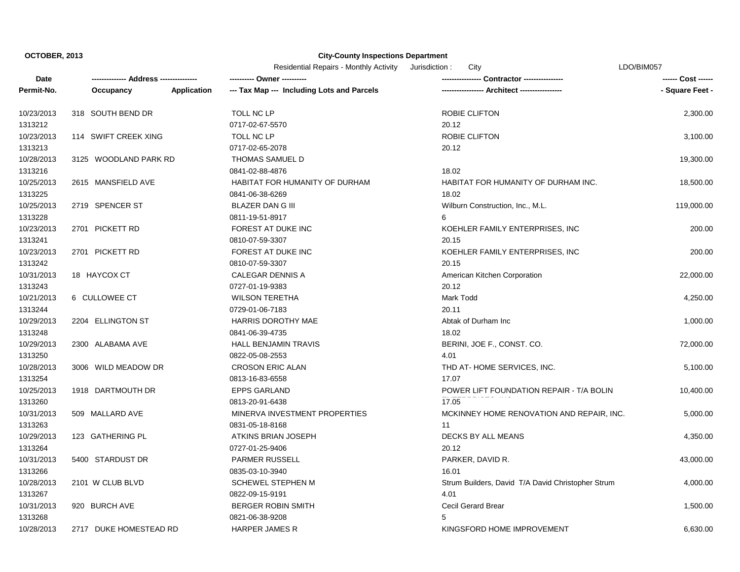**OCTOBER, 2013**

**City-County Inspections Department**

Residential Repairs - Monthly Activity Jurisdiction : City LDO/BIM057

| Date<br>Permit-No. | Address<br>Occupancy / Application | Owner<br>Tax Map --- Including Lots and Parcels | Contractor<br>Architect | Cost<br>Square Feet |
|---|---|---|---|---|
| 10/23/2013<br>1313212 | 318 SOUTH BEND DR | TOLL NC LP<br>0717-02-67-5570 | ROBIE CLIFTON<br>20.12 | 2,300.00 |
| 10/23/2013<br>1313213 | 114 SWIFT CREEK XING | TOLL NC LP<br>0717-02-65-2078 | ROBIE CLIFTON<br>20.12 | 3,100.00 |
| 10/28/2013<br>1313216 | 3125 WOODLAND PARK RD | THOMAS SAMUEL D<br>0841-02-88-4876 | 18.02 | 19,300.00 |
| 10/25/2013<br>1313225 | 2615 MANSFIELD AVE | HABITAT FOR HUMANITY OF DURHAM<br>0841-06-38-6269 | HABITAT FOR HUMANITY OF DURHAM INC.<br>18.02 | 18,500.00 |
| 10/25/2013<br>1313228 | 2719 SPENCER ST | BLAZER DAN G III<br>0811-19-51-8917 | Wilburn Construction, Inc., M.L.<br>6 | 119,000.00 |
| 10/23/2013<br>1313241 | 2701 PICKETT RD | FOREST AT DUKE INC<br>0810-07-59-3307 | KOEHLER FAMILY ENTERPRISES, INC<br>20.15 | 200.00 |
| 10/23/2013<br>1313242 | 2701 PICKETT RD | FOREST AT DUKE INC<br>0810-07-59-3307 | KOEHLER FAMILY ENTERPRISES, INC<br>20.15 | 200.00 |
| 10/31/2013<br>1313243 | 18 HAYCOX CT | CALEGAR DENNIS A<br>0727-01-19-9383 | American Kitchen Corporation<br>20.12 | 22,000.00 |
| 10/21/2013<br>1313244 | 6 CULLOWEE CT | WILSON TERETHA<br>0729-01-06-7183 | Mark Todd<br>20.11 | 4,250.00 |
| 10/29/2013<br>1313248 | 2204 ELLINGTON ST | HARRIS DOROTHY MAE<br>0841-06-39-4735 | Abtak of Durham Inc<br>18.02 | 1,000.00 |
| 10/29/2013<br>1313250 | 2300 ALABAMA AVE | HALL BENJAMIN TRAVIS<br>0822-05-08-2553 | BERINI, JOE F., CONST. CO.<br>4.01 | 72,000.00 |
| 10/28/2013<br>1313254 | 3006 WILD MEADOW DR | CROSON ERIC ALAN<br>0813-16-83-6558 | THD AT- HOME SERVICES, INC.<br>17.07 | 5,100.00 |
| 10/25/2013<br>1313260 | 1918 DARTMOUTH DR | EPPS GARLAND<br>0813-20-91-6438 | POWER LIFT FOUNDATION REPAIR - T/A BOLIN ENTERPRISES, INC<br>17.05 | 10,400.00 |
| 10/31/2013<br>1313263 | 509 MALLARD AVE | MINERVA INVESTMENT PROPERTIES<br>0831-05-18-8168 | MCKINNEY HOME RENOVATION AND REPAIR, INC.<br>11 | 5,000.00 |
| 10/29/2013<br>1313264 | 123 GATHERING PL | ATKINS BRIAN JOSEPH<br>0727-01-25-9406 | DECKS BY ALL MEANS<br>20.12 | 4,350.00 |
| 10/31/2013<br>1313266 | 5400 STARDUST DR | PARMER RUSSELL<br>0835-03-10-3940 | PARKER, DAVID R.<br>16.01 | 43,000.00 |
| 10/28/2013<br>1313267 | 2101 W CLUB BLVD | SCHEWEL STEPHEN M<br>0822-09-15-9191 | Strum Builders, David T/A David Christopher Strum<br>4.01 | 4,000.00 |
| 10/31/2013<br>1313268 | 920 BURCH AVE | BERGER ROBIN SMITH<br>0821-06-38-9208 | Cecil Gerard Brear<br>5 | 1,500.00 |
| 10/28/2013 | 2717 DUKE HOMESTEAD RD | HARPER JAMES R | KINGSFORD HOME IMPROVEMENT | 6,630.00 |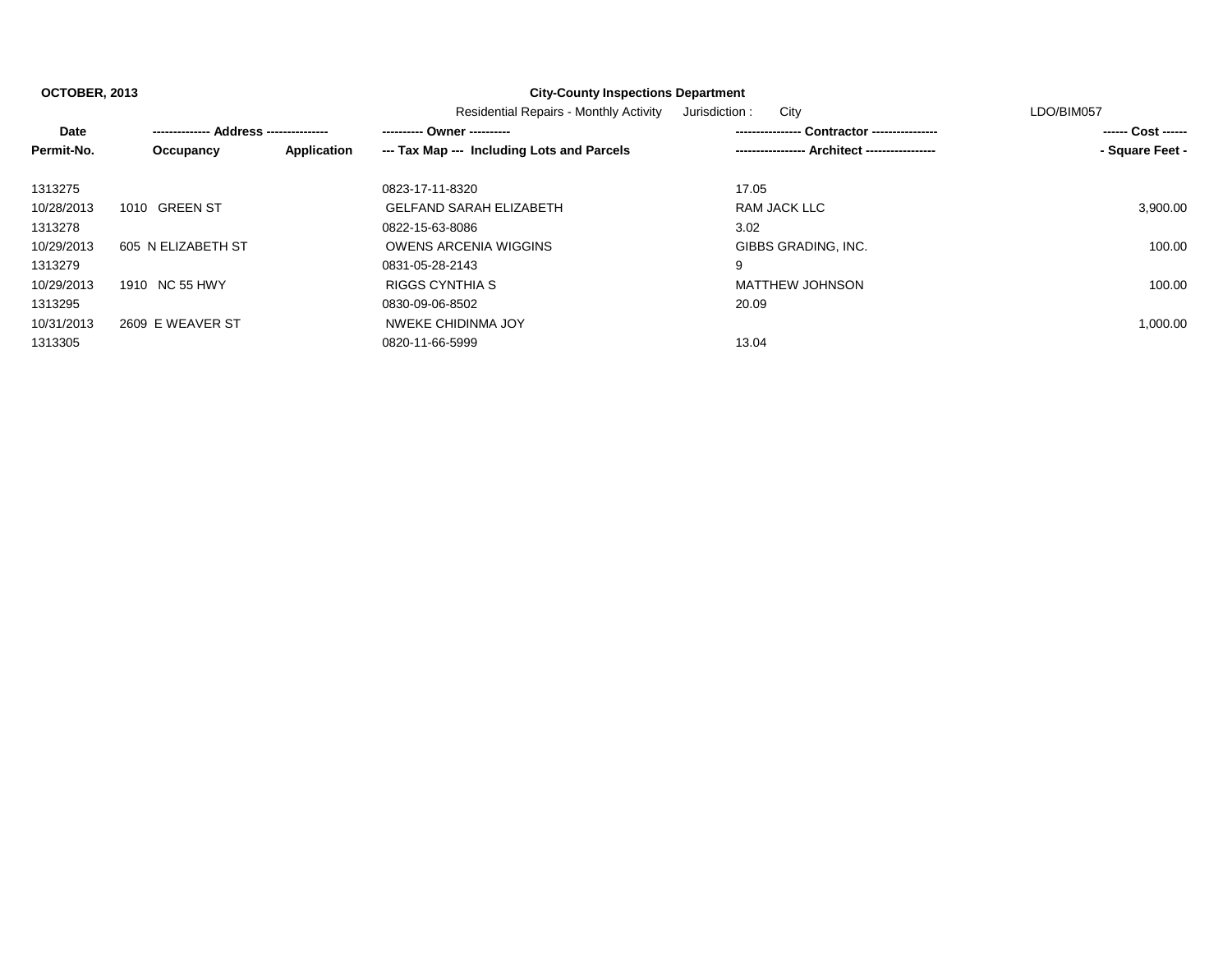**OCTOBER, 2013**

**City-County Inspections Department**

Residential Repairs - Monthly Activity Jurisdiction : City LDO/BIM057

| Date<br>Permit-No. | -------------- Address --------------<br>Occupancy | Application | ---------- Owner ----------<br>--- Tax Map --- Including Lots and Parcels | ---------------- Contractor ----------------<br>----------------- Architect ----------------- | ------ Cost ------<br>- Square Feet - |
|---|---|---|---|---|---|
| 1313275 | | | 0823-17-11-8320 | 17.05 | |
| 10/28/2013 | 1010 GREEN ST | | GELFAND SARAH ELIZABETH | RAM JACK LLC | 3,900.00 |
| 1313278 | | | 0822-15-63-8086 | 3.02 | |
| 10/29/2013 | 605 N ELIZABETH ST | | OWENS ARCENIA WIGGINS | GIBBS GRADING, INC. | 100.00 |
| 1313279 | | | 0831-05-28-2143 | 9 | |
| 10/29/2013 | 1910 NC 55 HWY | | RIGGS CYNTHIA S | MATTHEW JOHNSON | 100.00 |
| 1313295 | | | 0830-09-06-8502 | 20.09 | |
| 10/31/2013 | 2609 E WEAVER ST | | NWEKE CHIDINMA JOY | | 1,000.00 |
| 1313305 | | | 0820-11-66-5999 | 13.04 | |